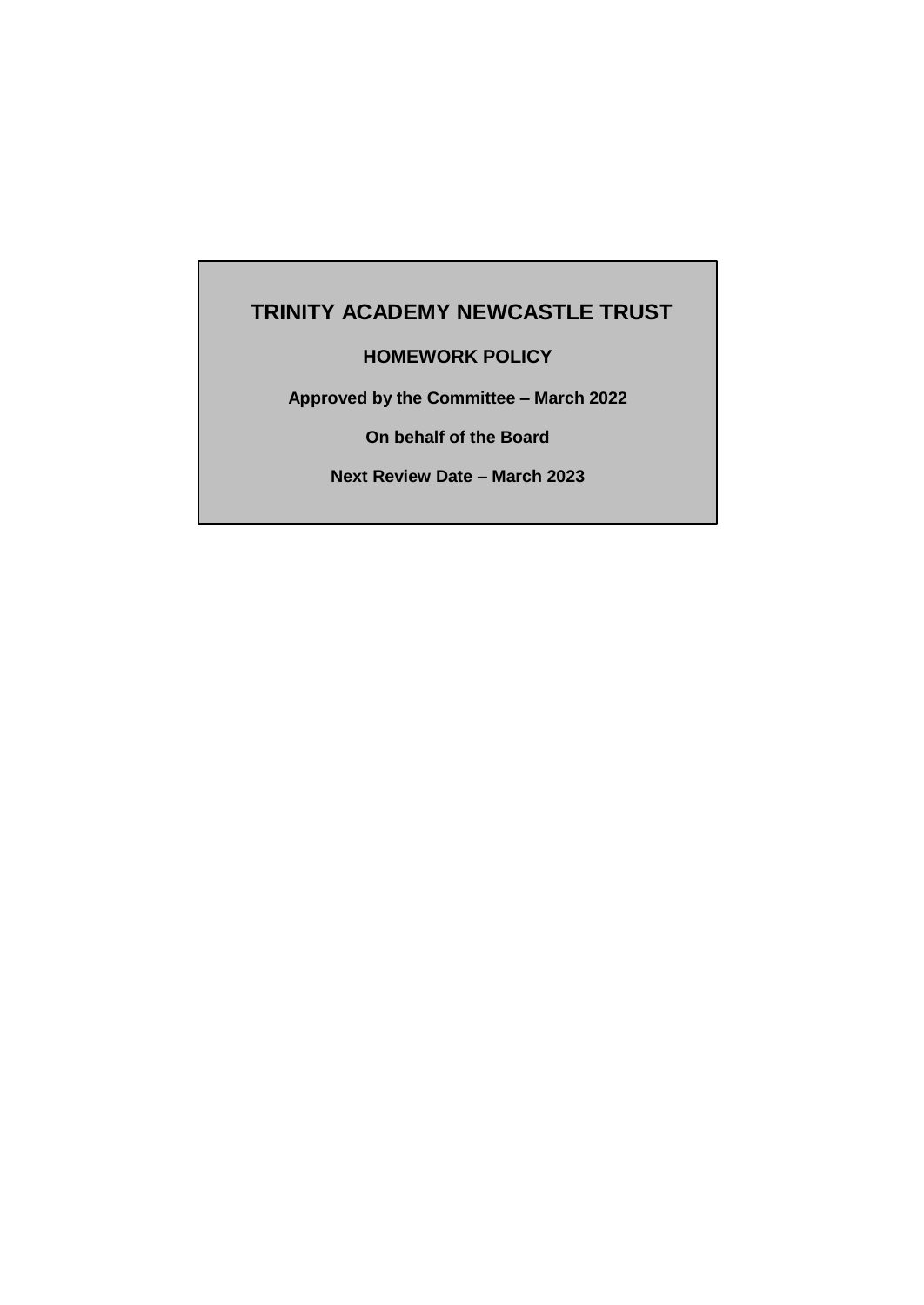# TRINITY ACADEMY NEWCASTLE TRUST

## HOMEWORK POLICY

**Approved by the Committee – March 2022**

**On behalf of the Board**

**Next Review Date – March 2023**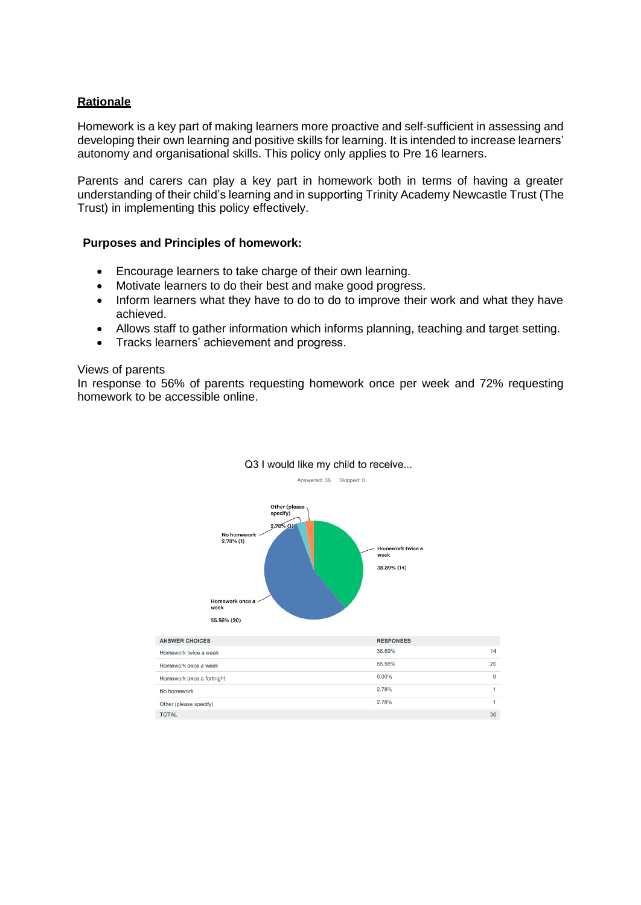## Rationale

Homework is a key part of making learners more proactive and self-sufficient in assessing and developing their own learning and positive skills for learning. It is intended to increase learners' autonomy and organisational skills. This policy only applies to Pre 16 learners.

Parents and carers can play a key part in homework both in terms of having a greater understanding of their child's learning and in supporting Trinity Academy Newcastle Trust (The Trust) in implementing this policy effectively.

### Purposes and Principles of homework:

- Encourage learners to take charge of their own learning.
- Motivate learners to do their best and make good progress.
- Inform learners what they have to do to do to improve their work and what they have achieved.
- Allows staff to gather information which informs planning, teaching and target setting.
- Tracks learners' achievement and progress.

Views of parents

In response to 56% of parents requesting homework once per week and 72% requesting homework to be accessible online.

Q3 I would like my child to receive...

Answered: 36 Skipped: 0

| ANSWER CHOICES | RESPONSES | |
|---|---|---|
| Homework twice a week | 38.89% | 14 |
| Homework once a week | 55.56% | 20 |
| Homework once a fortnight | 0.00% | 0 |
| No homework | 2.78% | 1 |
| Other (please specify) | 2.78% | 1 |
| TOTAL | | 36 |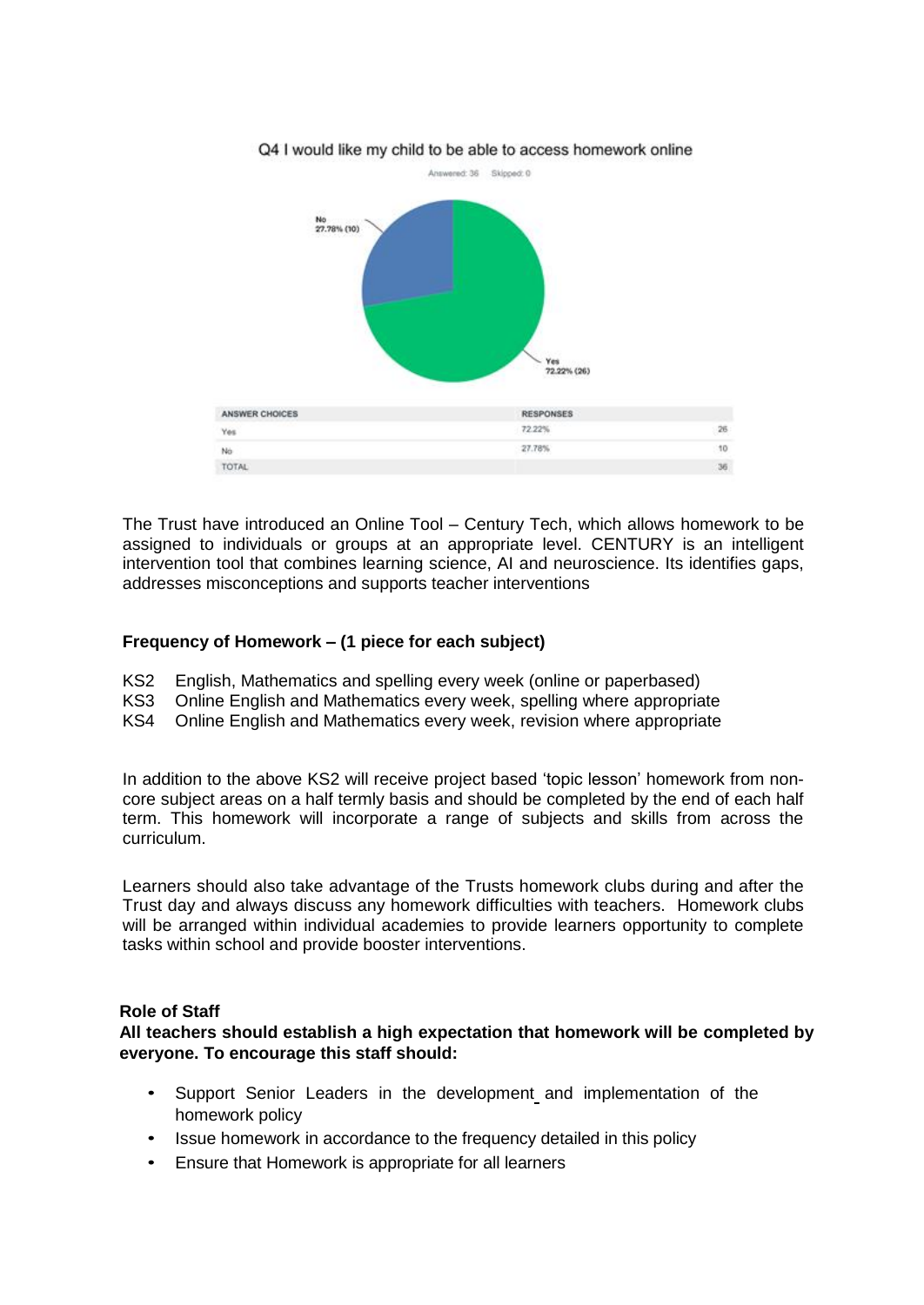Q4 I would like my child to be able to access homework online

Answered: 36 Skipped: 0

No 27.78% (10)

Yes 72.22% (26)

| ANSWER CHOICES | RESPONSES | |
|---|---|---|
| Yes | 72.22% | 26 |
| No | 27.78% | 10 |
| TOTAL | | 36 |

The Trust have introduced an Online Tool – Century Tech, which allows homework to be assigned to individuals or groups at an appropriate level. CENTURY is an intelligent intervention tool that combines learning science, AI and neuroscience. Its identifies gaps, addresses misconceptions and supports teacher interventions

**Frequency of Homework – (1 piece for each subject)**

KS2 English, Mathematics and spelling every week (online or paperbased)
KS3 Online English and Mathematics every week, spelling where appropriate
KS4 Online English and Mathematics every week, revision where appropriate

In addition to the above KS2 will receive project based 'topic lesson' homework from non-core subject areas on a half termly basis and should be completed by the end of each half term. This homework will incorporate a range of subjects and skills from across the curriculum.

Learners should also take advantage of the Trusts homework clubs during and after the Trust day and always discuss any homework difficulties with teachers. Homework clubs will be arranged within individual academies to provide learners opportunity to complete tasks within school and provide booster interventions.

**Role of Staff**

**All teachers should establish a high expectation that homework will be completed by everyone. To encourage this staff should:**

- Support Senior Leaders in the development and implementation of the homework policy
- Issue homework in accordance to the frequency detailed in this policy
- Ensure that Homework is appropriate for all learners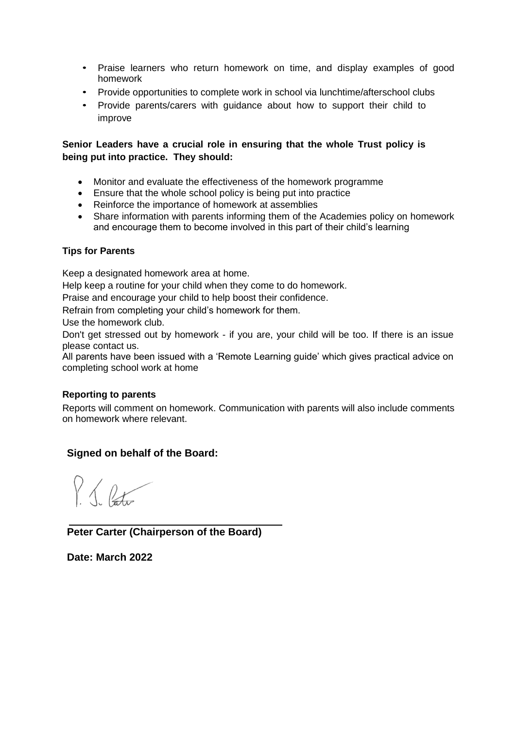- Praise learners who return homework on time, and display examples of good homework
- Provide opportunities to complete work in school via lunchtime/afterschool clubs
- Provide parents/carers with guidance about how to support their child to improve

**Senior Leaders have a crucial role in ensuring that the whole Trust policy is being put into practice. They should:**

- Monitor and evaluate the effectiveness of the homework programme
- Ensure that the whole school policy is being put into practice
- Reinforce the importance of homework at assemblies
- Share information with parents informing them of the Academies policy on homework and encourage them to become involved in this part of their child's learning

**Tips for Parents**

Keep a designated homework area at home.

Help keep a routine for your child when they come to do homework.

Praise and encourage your child to help boost their confidence.

Refrain from completing your child's homework for them.

Use the homework club.

Don't get stressed out by homework - if you are, your child will be too. If there is an issue please contact us.

All parents have been issued with a 'Remote Learning guide' which gives practical advice on completing school work at home

**Reporting to parents**

Reports will comment on homework. Communication with parents will also include comments on homework where relevant.

**Signed on behalf of the Board:**

P. J. Carter

**Peter Carter (Chairperson of the Board)**

**Date: March 2022**